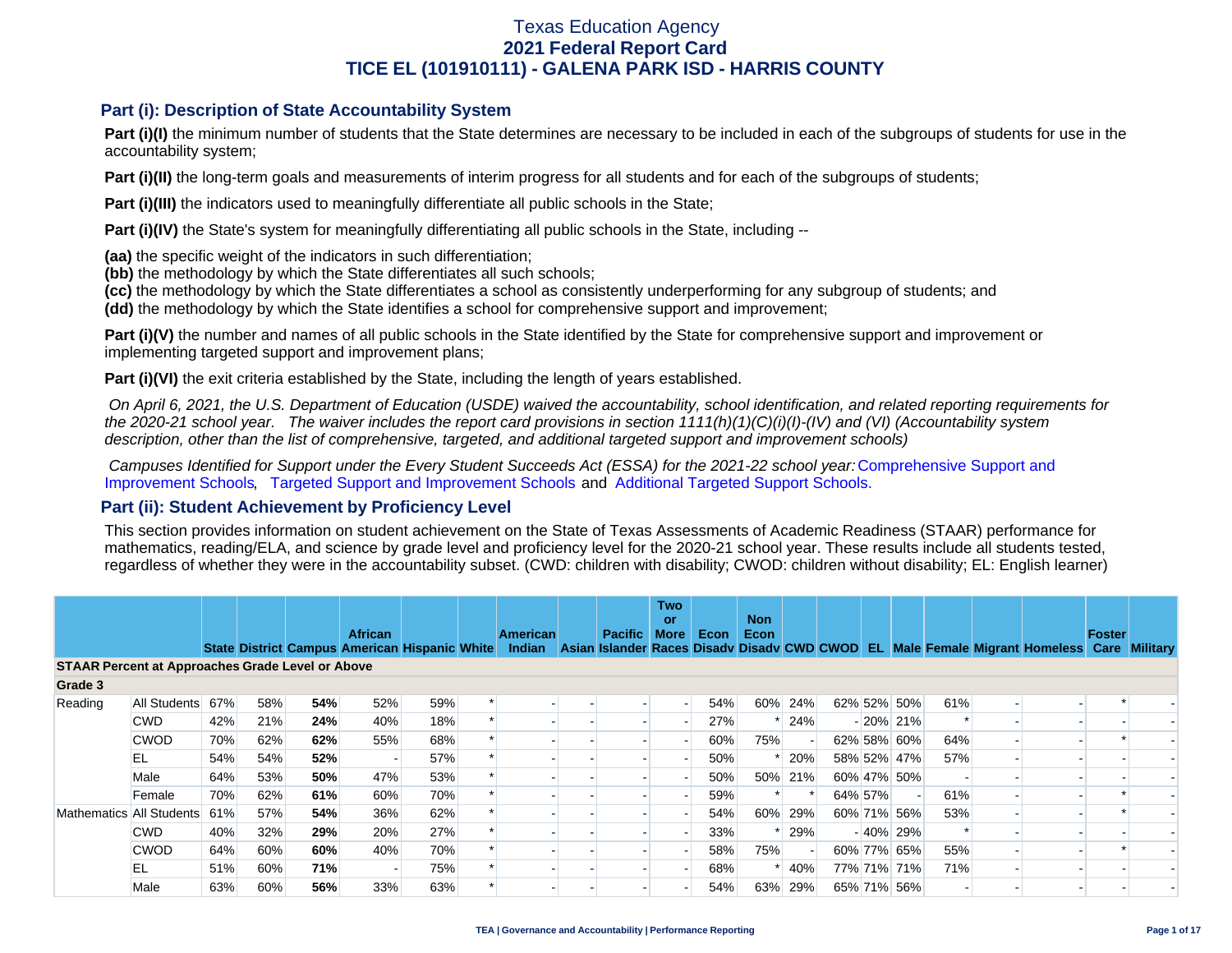# Texas Education Agency
# 2021 Federal Report Card
# TICE EL (101910111) - GALENA PARK ISD - HARRIS COUNTY

## Part (i): Description of State Accountability System

**Part (i)(I)** the minimum number of students that the State determines are necessary to be included in each of the subgroups of students for use in the accountability system;

**Part (i)(II)** the long-term goals and measurements of interim progress for all students and for each of the subgroups of students;

**Part (i)(III)** the indicators used to meaningfully differentiate all public schools in the State;

**Part (i)(IV)** the State's system for meaningfully differentiating all public schools in the State, including --

**(aa)** the specific weight of the indicators in such differentiation;
**(bb)** the methodology by which the State differentiates all such schools;
**(cc)** the methodology by which the State differentiates a school as consistently underperforming for any subgroup of students; and
**(dd)** the methodology by which the State identifies a school for comprehensive support and improvement;

**Part (i)(V)** the number and names of all public schools in the State identified by the State for comprehensive support and improvement or implementing targeted support and improvement plans;

**Part (i)(VI)** the exit criteria established by the State, including the length of years established.

*On April 6, 2021, the U.S. Department of Education (USDE) waived the accountability, school identification, and related reporting requirements for the 2020-21 school year. The waiver includes the report card provisions in section 1111(h)(1)(C)(i)(I)-(IV) and (VI) (Accountability system description, other than the list of comprehensive, targeted, and additional targeted support and improvement schools)*

*Campuses Identified for Support under the Every Student Succeeds Act (ESSA) for the 2021-22 school year:* Comprehensive Support and Improvement Schools, Targeted Support and Improvement Schools and Additional Targeted Support Schools.

## Part (ii): Student Achievement by Proficiency Level

This section provides information on student achievement on the State of Texas Assessments of Academic Readiness (STAAR) performance for mathematics, reading/ELA, and science by grade level and proficiency level for the 2020-21 school year. These results include all students tested, regardless of whether they were in the accountability subset. (CWD: children with disability; CWOD: children without disability; EL: English learner)

| | | State | District | Campus | African American | Hispanic | White | American Indian | Asian | Pacific Islander | Two or More Races | Econ Disadv | Non Econ Disadv | CWD | CWOD | EL | Male | Female | Migrant | Homeless | Foster Care | Military |
|---|---|---|---|---|---|---|---|---|---|---|---|---|---|---|---|---|---|---|---|---|---|---|
| **STAAR Percent at Approaches Grade Level or Above** | | | | | | | | | | | | | | | | | | | | | | |
| **Grade 3** | | | | | | | | | | | | | | | | | | | | | | |
| Reading | All Students | 67% | 58% | **54%** | 52% | 59% | * | - | - | - | - | 54% | 60% | 24% | 62% | 52% | 50% | 61% | - | - | * | - |
| | CWD | 42% | 21% | **24%** | 40% | 18% | * | - | - | - | - | 27% | * | 24% | - | 20% | 21% | * | - | - | - | - |
| | CWOD | 70% | 62% | **62%** | 55% | 68% | * | - | - | - | - | 60% | 75% | - | 62% | 58% | 60% | 64% | - | - | * | - |
| | EL | 54% | 54% | **52%** | - | 57% | * | - | - | - | - | 50% | * | 20% | 58% | 52% | 47% | 57% | - | - | - | - |
| | Male | 64% | 53% | **50%** | 47% | 53% | * | - | - | - | - | 50% | 50% | 21% | 60% | 47% | 50% | - | - | - | - | - |
| | Female | 70% | 62% | **61%** | 60% | 70% | * | - | - | - | - | 59% | * | * | 64% | 57% | - | 61% | - | - | * | - |
| Mathematics | All Students | 61% | 57% | **54%** | 36% | 62% | * | - | - | - | - | 54% | 60% | 29% | 60% | 71% | 56% | 53% | - | - | * | - |
| | CWD | 40% | 32% | **29%** | 20% | 27% | * | - | - | - | - | 33% | * | 29% | - | 40% | 29% | * | - | - | - | - |
| | CWOD | 64% | 60% | **60%** | 40% | 70% | * | - | - | - | - | 58% | 75% | - | 60% | 77% | 65% | 55% | - | - | * | - |
| | EL | 51% | 60% | **71%** | - | 75% | * | - | - | - | - | 68% | * | 40% | 77% | 71% | 71% | 71% | - | - | - | - |
| | Male | 63% | 60% | **56%** | 33% | 63% | * | - | - | - | - | 54% | 63% | 29% | 65% | 71% | 56% | - | - | - | - | - |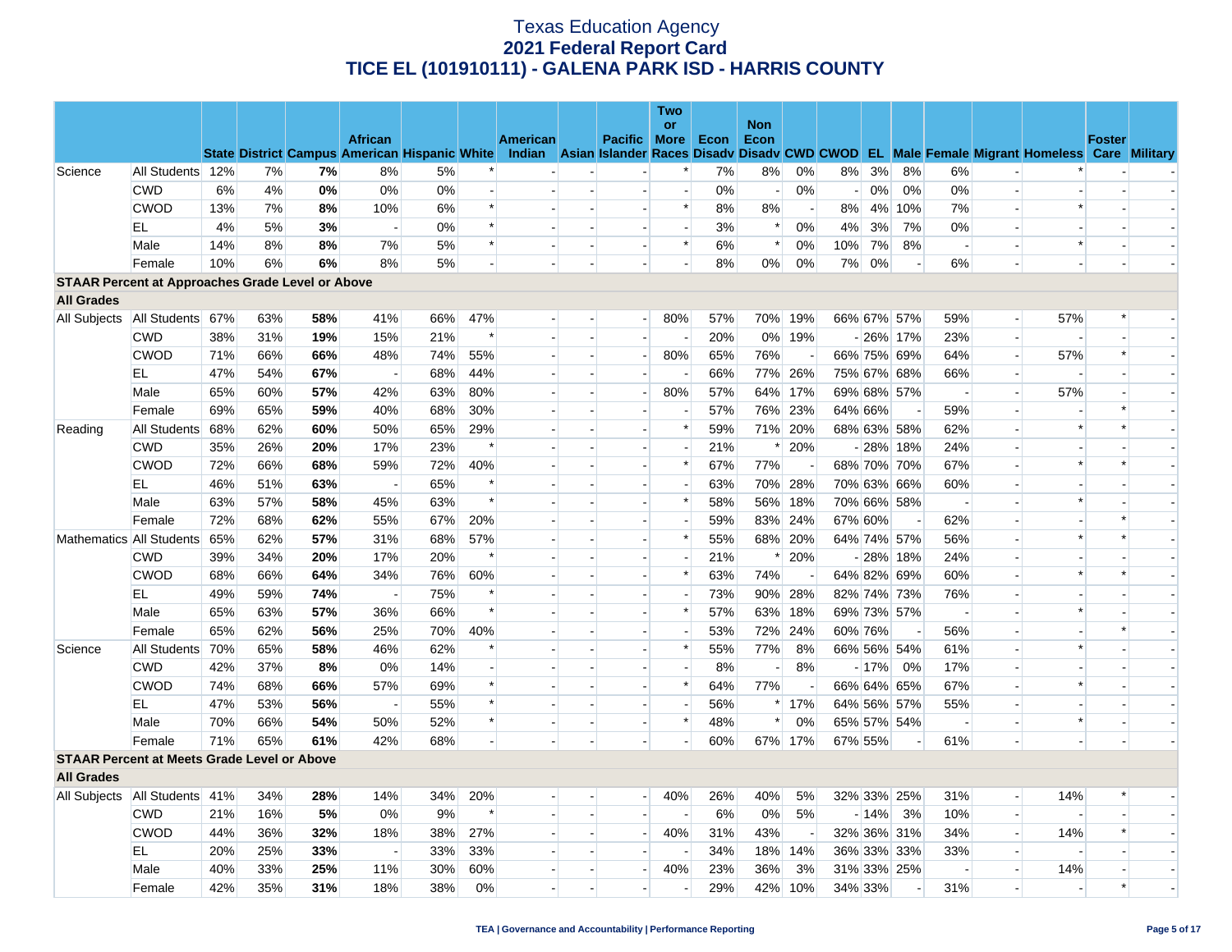# Texas Education Agency
## 2021 Federal Report Card
## TICE EL (101910111) - GALENA PARK ISD - HARRIS COUNTY

| | | State | District | Campus | African American | Hispanic | White | American Indian | Asian | Pacific Islander | Two or More Races | Econ Disadv | Non Econ Disadv | CWD | CWOD | EL | Male | Female | Migrant | Homeless | Foster Care | Military |
|---|---|---|---|---|---|---|---|---|---|---|---|---|---|---|---|---|---|---|---|---|---|---|
| Science | All Students | 12% | 7% | **7%** | 8% | 5% | * | - | - | - | * | 7% | 8% | 0% | 8% | 3% | 8% | 6% | - | * | - | - |
| | CWD | 6% | 4% | **0%** | 0% | 0% | - | - | - | - | - | 0% | - | 0% | - | 0% | 0% | 0% | - | - | - | - |
| | CWOD | 13% | 7% | **8%** | 10% | 6% | * | - | - | - | * | 8% | 8% | - | 8% | 4% | 10% | 7% | - | * | - | - |
| | EL | 4% | 5% | **3%** | - | 0% | * | - | - | - | - | 3% | * | 0% | 4% | 3% | 7% | 0% | - | - | - | - |
| | Male | 14% | 8% | **8%** | 7% | 5% | * | - | - | - | * | 6% | * | 0% | 10% | 7% | 8% | - | - | * | - | - |
| | Female | 10% | 6% | **6%** | 8% | 5% | - | - | - | - | - | 8% | 0% | 0% | 7% | 0% | - | 6% | - | - | - | - |
| **STAAR Percent at Approaches Grade Level or Above** | | | | | | | | | | | | | | | | | | | | | | |
| **All Grades** | | | | | | | | | | | | | | | | | | | | | | |
| All Subjects | All Students | 67% | 63% | **58%** | 41% | 66% | 47% | - | - | - | 80% | 57% | 70% | 19% | 66% | 67% | 57% | 59% | - | 57% | * | - |
| | CWD | 38% | 31% | **19%** | 15% | 21% | * | - | - | - | - | 20% | 0% | 19% | - | 26% | 17% | 23% | - | - | - | - |
| | CWOD | 71% | 66% | **66%** | 48% | 74% | 55% | - | - | - | 80% | 65% | 76% | - | 66% | 75% | 69% | 64% | - | 57% | * | - |
| | EL | 47% | 54% | **67%** | - | 68% | 44% | - | - | - | - | 66% | 77% | 26% | 75% | 67% | 68% | 66% | - | - | - | - |
| | Male | 65% | 60% | **57%** | 42% | 63% | 80% | - | - | - | 80% | 57% | 64% | 17% | 69% | 68% | 57% | - | - | 57% | - | - |
| | Female | 69% | 65% | **59%** | 40% | 68% | 30% | - | - | - | - | 57% | 76% | 23% | 64% | 66% | - | 59% | - | - | * | - |
| Reading | All Students | 68% | 62% | **60%** | 50% | 65% | 29% | - | - | - | * | 59% | 71% | 20% | 68% | 63% | 58% | 62% | - | * | * | - |
| | CWD | 35% | 26% | **20%** | 17% | 23% | * | - | - | - | - | 21% | * | 20% | - | 28% | 18% | 24% | - | - | - | - |
| | CWOD | 72% | 66% | **68%** | 59% | 72% | 40% | - | - | - | * | 67% | 77% | - | 68% | 70% | 70% | 67% | - | * | * | - |
| | EL | 46% | 51% | **63%** | - | 65% | * | - | - | - | - | 63% | 70% | 28% | 70% | 63% | 66% | 60% | - | - | - | - |
| | Male | 63% | 57% | **58%** | 45% | 63% | * | - | - | - | * | 58% | 56% | 18% | 70% | 66% | 58% | - | - | * | - | - |
| | Female | 72% | 68% | **62%** | 55% | 67% | 20% | - | - | - | - | 59% | 83% | 24% | 67% | 60% | - | 62% | - | - | * | - |
| Mathematics | All Students | 65% | 62% | **57%** | 31% | 68% | 57% | - | - | - | * | 55% | 68% | 20% | 64% | 74% | 57% | 56% | - | * | * | - |
| | CWD | 39% | 34% | **20%** | 17% | 20% | * | - | - | - | - | 21% | * | 20% | - | 28% | 18% | 24% | - | - | - | - |
| | CWOD | 68% | 66% | **64%** | 34% | 76% | 60% | - | - | - | * | 63% | 74% | - | 64% | 82% | 69% | 60% | - | * | * | - |
| | EL | 49% | 59% | **74%** | - | 75% | * | - | - | - | - | 73% | 90% | 28% | 82% | 74% | 73% | 76% | - | - | - | - |
| | Male | 65% | 63% | **57%** | 36% | 66% | * | - | - | - | * | 57% | 63% | 18% | 69% | 73% | 57% | - | - | * | - | - |
| | Female | 65% | 62% | **56%** | 25% | 70% | 40% | - | - | - | - | 53% | 72% | 24% | 60% | 76% | - | 56% | - | - | * | - |
| Science | All Students | 70% | 65% | **58%** | 46% | 62% | * | - | - | - | * | 55% | 77% | 8% | 66% | 56% | 54% | 61% | - | * | - | - |
| | CWD | 42% | 37% | **8%** | 0% | 14% | - | - | - | - | - | 8% | - | 8% | - | 17% | 0% | 17% | - | - | - | - |
| | CWOD | 74% | 68% | **66%** | 57% | 69% | * | - | - | - | * | 64% | 77% | - | 66% | 64% | 65% | 67% | - | * | - | - |
| | EL | 47% | 53% | **56%** | - | 55% | * | - | - | - | - | 56% | * | 17% | 64% | 56% | 57% | 55% | - | - | - | - |
| | Male | 70% | 66% | **54%** | 50% | 52% | * | - | - | - | * | 48% | * | 0% | 65% | 57% | 54% | - | - | * | - | - |
| | Female | 71% | 65% | **61%** | 42% | 68% | - | - | - | - | - | 60% | 67% | 17% | 67% | 55% | - | 61% | - | - | - | - |
| **STAAR Percent at Meets Grade Level or Above** | | | | | | | | | | | | | | | | | | | | | | |
| **All Grades** | | | | | | | | | | | | | | | | | | | | | | |
| All Subjects | All Students | 41% | 34% | **28%** | 14% | 34% | 20% | - | - | - | 40% | 26% | 40% | 5% | 32% | 33% | 25% | 31% | - | 14% | * | - |
| | CWD | 21% | 16% | **5%** | 0% | 9% | * | - | - | - | - | 6% | 0% | 5% | - | 14% | 3% | 10% | - | - | - | - |
| | CWOD | 44% | 36% | **32%** | 18% | 38% | 27% | - | - | - | 40% | 31% | 43% | - | 32% | 36% | 31% | 34% | - | 14% | * | - |
| | EL | 20% | 25% | **33%** | - | 33% | 33% | - | - | - | - | 34% | 18% | 14% | 36% | 33% | 33% | 33% | - | - | - | - |
| | Male | 40% | 33% | **25%** | 11% | 30% | 60% | - | - | - | 40% | 23% | 36% | 3% | 31% | 33% | 25% | - | - | 14% | - | - |
| | Female | 42% | 35% | **31%** | 18% | 38% | 0% | - | - | - | - | 29% | 42% | 10% | 34% | 33% | - | 31% | - | - | * | - |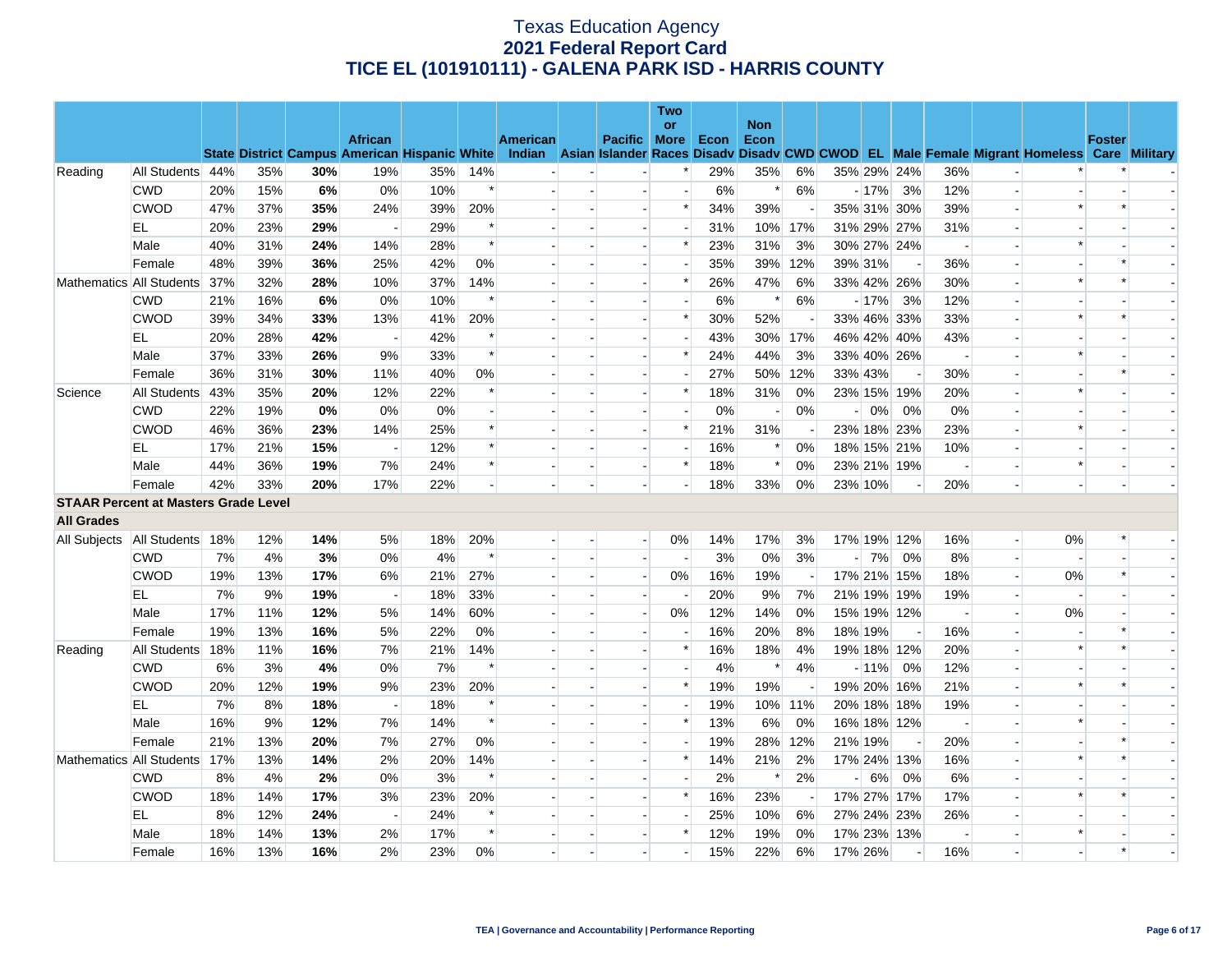# Texas Education Agency
## 2021 Federal Report Card
## TICE EL (101910111) - GALENA PARK ISD - HARRIS COUNTY

| | | State | District | Campus | African American | Hispanic | White | American Indian | Asian | Pacific Islander | Two or More Races | Econ Disadv | Non Econ Disadv | CWD | CWOD | EL | Male | Female | Migrant | Homeless | Foster Care | Military |
|---|---|---|---|---|---|---|---|---|---|---|---|---|---|---|---|---|---|---|---|---|---|---|
| Reading | All Students | 44% | 35% | **30%** | 19% | 35% | 14% | - | - | - | * | 29% | 35% | 6% | 35% | 29% | 24% | 36% | - | * | * | - |
| | CWD | 20% | 15% | **6%** | 0% | 10% | * | - | - | - | - | 6% | * | 6% | - | 17% | 3% | 12% | - | - | - | - |
| | CWOD | 47% | 37% | **35%** | 24% | 39% | 20% | - | - | - | * | 34% | 39% | - | 35% | 31% | 30% | 39% | - | * | * | - |
| | EL | 20% | 23% | **29%** | - | 29% | * | - | - | - | - | 31% | 10% | 17% | 31% | 29% | 27% | 31% | - | - | - | - |
| | Male | 40% | 31% | **24%** | 14% | 28% | * | - | - | - | * | 23% | 31% | 3% | 30% | 27% | 24% | - | - | * | - | - |
| | Female | 48% | 39% | **36%** | 25% | 42% | 0% | - | - | - | - | 35% | 39% | 12% | 39% | 31% | - | 36% | - | - | * | - |
| Mathematics | All Students | 37% | 32% | **28%** | 10% | 37% | 14% | - | - | - | * | 26% | 47% | 6% | 33% | 42% | 26% | 30% | - | * | * | - |
| | CWD | 21% | 16% | **6%** | 0% | 10% | * | - | - | - | - | 6% | * | 6% | - | 17% | 3% | 12% | - | - | - | - |
| | CWOD | 39% | 34% | **33%** | 13% | 41% | 20% | - | - | - | * | 30% | 52% | - | 33% | 46% | 33% | 33% | - | * | * | - |
| | EL | 20% | 28% | **42%** | - | 42% | * | - | - | - | - | 43% | 30% | 17% | 46% | 42% | 40% | 43% | - | - | - | - |
| | Male | 37% | 33% | **26%** | 9% | 33% | * | - | - | - | * | 24% | 44% | 3% | 33% | 40% | 26% | - | - | * | - | - |
| | Female | 36% | 31% | **30%** | 11% | 40% | 0% | - | - | - | - | 27% | 50% | 12% | 33% | 43% | - | 30% | - | - | * | - |
| Science | All Students | 43% | 35% | **20%** | 12% | 22% | * | - | - | - | * | 18% | 31% | 0% | 23% | 15% | 19% | 20% | - | * | - | - |
| | CWD | 22% | 19% | **0%** | 0% | 0% | - | - | - | - | - | 0% | - | 0% | - | 0% | 0% | 0% | - | - | - | - |
| | CWOD | 46% | 36% | **23%** | 14% | 25% | * | - | - | - | * | 21% | 31% | - | 23% | 18% | 23% | 23% | - | * | - | - |
| | EL | 17% | 21% | **15%** | - | 12% | * | - | - | - | - | 16% | * | 0% | 18% | 15% | 21% | 10% | - | - | - | - |
| | Male | 44% | 36% | **19%** | 7% | 24% | * | - | - | - | * | 18% | * | 0% | 23% | 21% | 19% | - | - | * | - | - |
| | Female | 42% | 33% | **20%** | 17% | 22% | - | - | - | - | - | 18% | 33% | 0% | 23% | 10% | - | 20% | - | - | - | - |
| **STAAR Percent at Masters Grade Level** | | | | | | | | | | | | | | | | | | | | | | |
| **All Grades** | | | | | | | | | | | | | | | | | | | | | | |
| All Subjects | All Students | 18% | 12% | **14%** | 5% | 18% | 20% | - | - | - | 0% | 14% | 17% | 3% | 17% | 19% | 12% | 16% | - | 0% | * | - |
| | CWD | 7% | 4% | **3%** | 0% | 4% | * | - | - | - | - | 3% | 0% | 3% | - | 7% | 0% | 8% | - | - | - | - |
| | CWOD | 19% | 13% | **17%** | 6% | 21% | 27% | - | - | - | 0% | 16% | 19% | - | 17% | 21% | 15% | 18% | - | 0% | * | - |
| | EL | 7% | 9% | **19%** | - | 18% | 33% | - | - | - | - | 20% | 9% | 7% | 21% | 19% | 19% | 19% | - | - | - | - |
| | Male | 17% | 11% | **12%** | 5% | 14% | 60% | - | - | - | 0% | 12% | 14% | 0% | 15% | 19% | 12% | - | - | 0% | - | - |
| | Female | 19% | 13% | **16%** | 5% | 22% | 0% | - | - | - | - | 16% | 20% | 8% | 18% | 19% | - | 16% | - | - | * | - |
| Reading | All Students | 18% | 11% | **16%** | 7% | 21% | 14% | - | - | - | * | 16% | 18% | 4% | 19% | 18% | 12% | 20% | - | * | * | - |
| | CWD | 6% | 3% | **4%** | 0% | 7% | * | - | - | - | - | 4% | * | 4% | - | 11% | 0% | 12% | - | - | - | - |
| | CWOD | 20% | 12% | **19%** | 9% | 23% | 20% | - | - | - | * | 19% | 19% | - | 19% | 20% | 16% | 21% | - | * | * | - |
| | EL | 7% | 8% | **18%** | - | 18% | * | - | - | - | - | 19% | 10% | 11% | 20% | 18% | 18% | 19% | - | - | - | - |
| | Male | 16% | 9% | **12%** | 7% | 14% | * | - | - | - | * | 13% | 6% | 0% | 16% | 18% | 12% | - | - | * | - | - |
| | Female | 21% | 13% | **20%** | 7% | 27% | 0% | - | - | - | - | 19% | 28% | 12% | 21% | 19% | - | 20% | - | - | * | - |
| Mathematics | All Students | 17% | 13% | **14%** | 2% | 20% | 14% | - | - | - | * | 14% | 21% | 2% | 17% | 24% | 13% | 16% | - | * | * | - |
| | CWD | 8% | 4% | **2%** | 0% | 3% | * | - | - | - | - | 2% | * | 2% | - | 6% | 0% | 6% | - | - | - | - |
| | CWOD | 18% | 14% | **17%** | 3% | 23% | 20% | - | - | - | * | 16% | 23% | - | 17% | 27% | 17% | 17% | - | * | * | - |
| | EL | 8% | 12% | **24%** | - | 24% | * | - | - | - | - | 25% | 10% | 6% | 27% | 24% | 23% | 26% | - | - | - | - |
| | Male | 18% | 14% | **13%** | 2% | 17% | * | - | - | - | * | 12% | 19% | 0% | 17% | 23% | 13% | - | - | * | - | - |
| | Female | 16% | 13% | **16%** | 2% | 23% | 0% | - | - | - | - | 15% | 22% | 6% | 17% | 26% | - | 16% | - | - | * | - |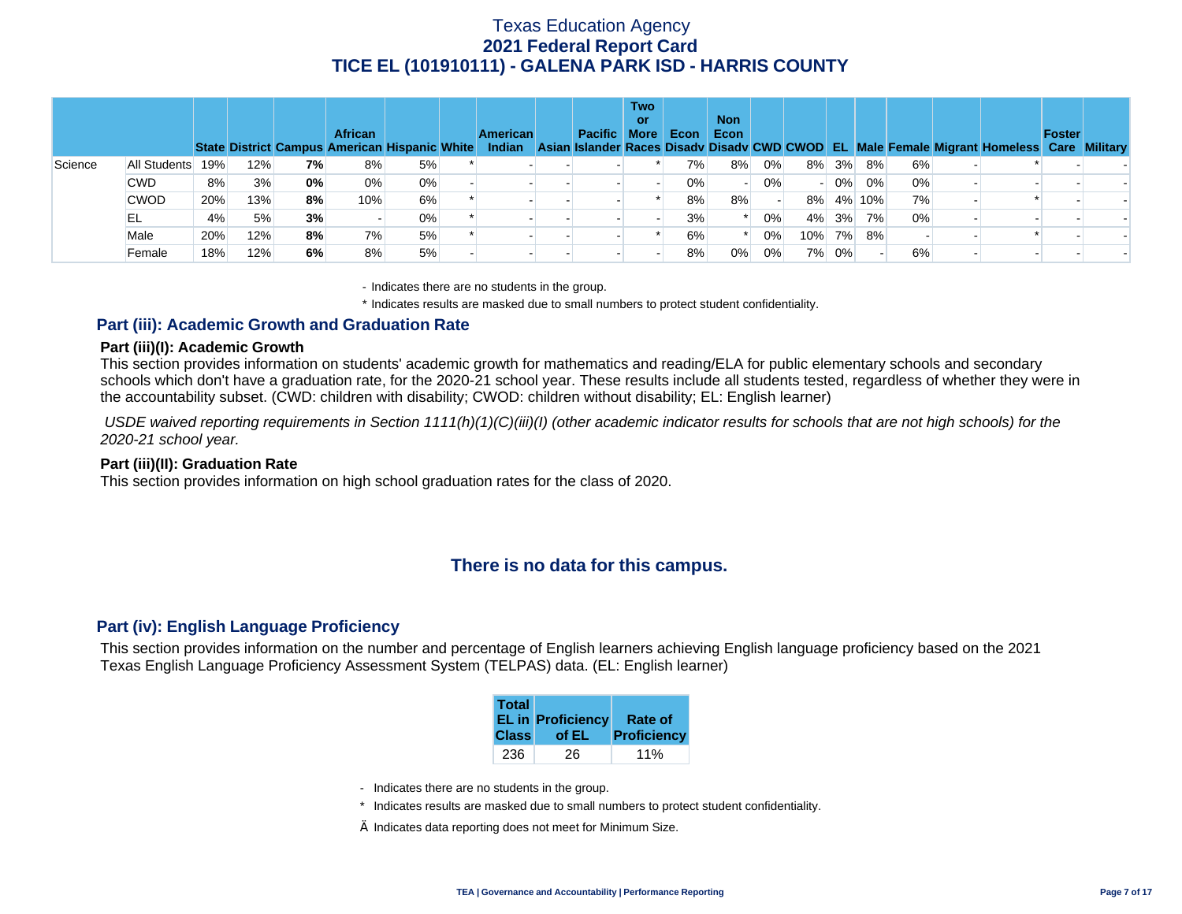# Texas Education Agency
## 2021 Federal Report Card
## TICE EL (101910111) - GALENA PARK ISD - HARRIS COUNTY

| | | State | District | Campus | African American | Hispanic | White | American Indian | Asian | Pacific Islander | Two or More Races | Econ Disadv | Non Econ Disadv | CWD | CWOD | EL | Male | Female | Migrant | Homeless | Foster Care | Military |
|---|---|---|---|---|---|---|---|---|---|---|---|---|---|---|---|---|---|---|---|---|---|---|
| Science | All Students | 19% | 12% | **7%** | 8% | 5% | * | - | - | - | * | 7% | 8% | 0% | 8% | 3% | 8% | 6% | - | * | - | - |
| | CWD | 8% | 3% | **0%** | 0% | 0% | - | - | - | - | - | 0% | - | 0% | - | 0% | 0% | 0% | - | - | - | - |
| | CWOD | 20% | 13% | **8%** | 10% | 6% | * | - | - | - | * | 8% | 8% | - | 8% | 4% | 10% | 7% | - | * | - | - |
| | EL | 4% | 5% | **3%** | - | 0% | * | - | - | - | - | 3% | * | 0% | 4% | 3% | 7% | 0% | - | - | - | - |
| | Male | 20% | 12% | **8%** | 7% | 5% | * | - | - | - | * | 6% | * | 0% | 10% | 7% | 8% | - | - | * | - | - |
| | Female | 18% | 12% | **6%** | 8% | 5% | - | - | - | - | - | 8% | 0% | 0% | 7% | 0% | - | 6% | - | - | - | - |

- Indicates there are no students in the group.

\* Indicates results are masked due to small numbers to protect student confidentiality.

## Part (iii): Academic Growth and Graduation Rate

### Part (iii)(I): Academic Growth

This section provides information on students' academic growth for mathematics and reading/ELA for public elementary schools and secondary schools which don't have a graduation rate, for the 2020-21 school year. These results include all students tested, regardless of whether they were in the accountability subset. (CWD: children with disability; CWOD: children without disability; EL: English learner)

*USDE waived reporting requirements in Section 1111(h)(1)(C)(iii)(I) (other academic indicator results for schools that are not high schools) for the 2020-21 school year.*

### Part (iii)(II): Graduation Rate

This section provides information on high school graduation rates for the class of 2020.

**There is no data for this campus.**

## Part (iv): English Language Proficiency

This section provides information on the number and percentage of English learners achieving English language proficiency based on the 2021 Texas English Language Proficiency Assessment System (TELPAS) data. (EL: English learner)

| Total EL in Class | Proficiency of EL | Rate of Proficiency |
|---|---|---|
| 236 | 26 | 11% |

- Indicates there are no students in the group.

\* Indicates results are masked due to small numbers to protect student confidentiality.

Ä Indicates data reporting does not meet for Minimum Size.